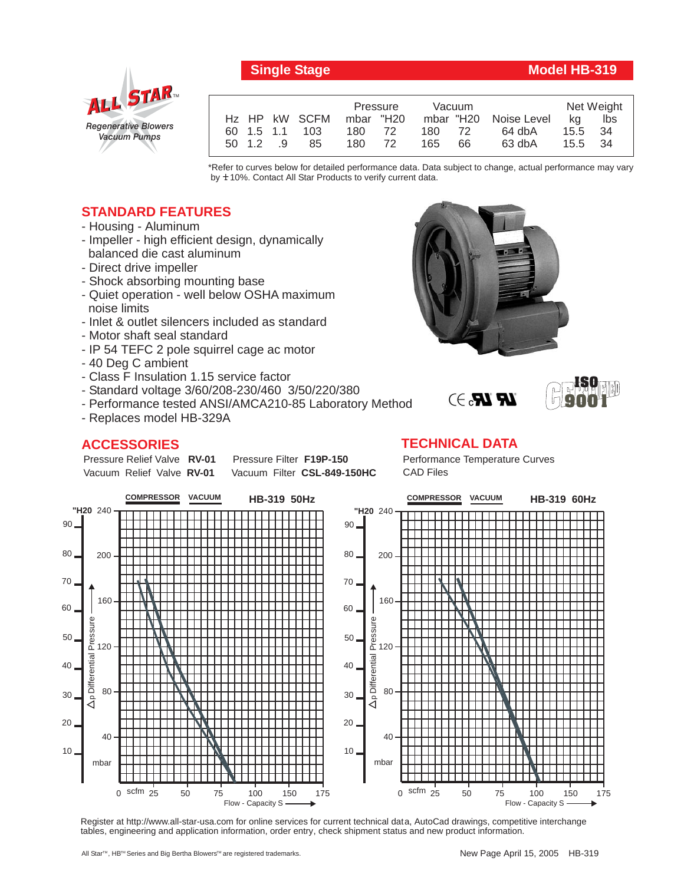# Single Stage — Model HB-319

ALL STAR™ Regenerative Blowers Vacuum Pumps

| Hz | HP | kW | SCFM | Pressure mbar | Pressure "H20 | Vacuum mbar | Vacuum "H20 | Noise Level | Net Weight kg | Net Weight lbs |
|---|---|---|---|---|---|---|---|---|---|---|
| 60 | 1.5 | 1.1 | 103 | 180 | 72 | 180 | 72 | 64 dbA | 15.5 | 34 |
| 50 | 1.2 | .9 | 85 | 180 | 72 | 165 | 66 | 63 dbA | 15.5 | 34 |

*Refer to curves below for detailed performance data. Data subject to change, actual performance may vary by ± 10%. Contact All Star Products to verify current data.

## STANDARD FEATURES

- Housing - Aluminum
- Impeller - high efficient design, dynamically balanced die cast aluminum
- Direct drive impeller
- Shock absorbing mounting base
- Quiet operation - well below OSHA maximum noise limits
- Inlet & outlet silencers included as standard
- Motor shaft seal standard
- IP 54 TEFC 2 pole squirrel cage ac motor
- 40 Deg C ambient
- Class F Insulation 1.15 service factor
- Standard voltage 3/60/208-230/460 3/50/220/380
- Performance tested ANSI/AMCA210-85 Laboratory Method
- Replaces model HB-329A

## ACCESSORIES

Pressure Relief Valve **RV-01** Pressure Filter **F19P-150**
Vacuum Relief Valve **RV-01** Vacuum Filter **CSL-849-150HC**

## TECHNICAL DATA

Performance Temperature Curves
CAD Files

**COMPRESSOR VACUUM HB-319 50Hz**

**COMPRESSOR VACUUM HB-319 60Hz**

Register at http://www.all-star-usa.com for online services for current technical data, AutoCad drawings, competitive interchange tables, engineering and application information, order entry, check shipment status and new product information.

All Star™, HB™ Series and Big Bertha Blowers™ are registered trademarks.

New Page April 15, 2005 HB-319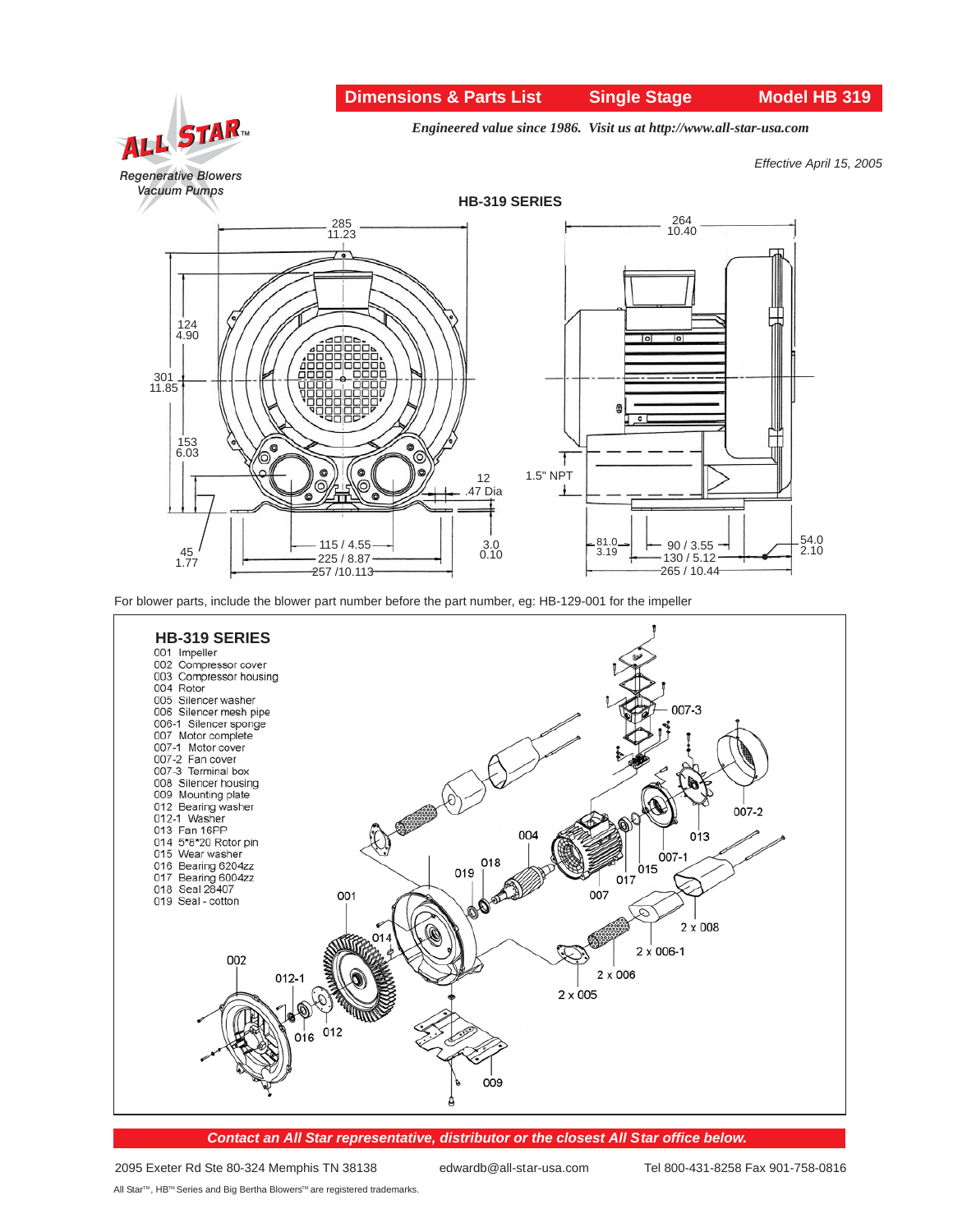**Dimensions & Parts List** **Single Stage** **Model HB 319**

ALL STAR™
*Regenerative Blowers*
*Vacuum Pumps*

***Engineered value since 1986. Visit us at http://www.all-star-usa.com***

*Effective April 15, 2005*

## HB-319 SERIES

285
11.23

124
4.90

301
11.85

153
6.03

45
1.77

115 / 4.55
225 / 8.87
257 /10.113

12
.47 Dia

3.0
0.10

264
10.40

1.5" NPT

81.0
3.19

90 / 3.55
130 / 5.12
265 / 10.44

54.0
2.10

For blower parts, include the blower part number before the part number, eg: HB-129-001 for the impeller

## HB-319 SERIES

- 001 Impeller
- 002 Compressor cover
- 003 Compressor housing
- 004 Rotor
- 005 Silencer washer
- 006 Silencer mesh pipe
- 006-1 Silencer sponge
- 007 Motor complete
- 007-1 Motor cover
- 007-2 Fan cover
- 007-3 Terminal box
- 008 Silencer housing
- 009 Mounting plate
- 012 Bearing washer
- 012-1 Washer
- 013 Fan 16PP
- 014 5*8*20 Rotor pin
- 015 Wear washer
- 016 Bearing 6204zz
- 017 Bearing 6004zz
- 018 Seal 28407
- 019 Seal - cotton

007-3
007-2
013
004
007-1
018
015
019
017
007
001
014
2 x 008
2 x 006-1
002
2 x 006
012-1
2 x 005
016
012
009

***Contact an All Star representative, distributor or the closest All Star office below.***

2095 Exeter Rd Ste 80-324 Memphis TN 38138 edwardb@all-star-usa.com Tel 800-431-8258 Fax 901-758-0816

All Star™, HB™ Series and Big Bertha Blowers™ are registered trademarks.